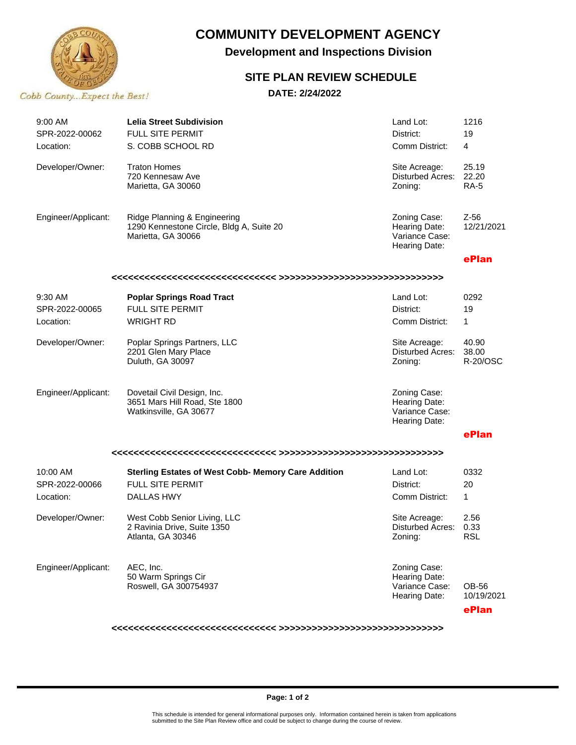# COMMUNITY DEVELOPMENT AGENCY

## Development and Inspections Division

### SITE PLAN REVIEW SCHEDULE

**DATE: 2/24/2022**

*Cobb County...Expect the Best!*

| | | | |
|---|---|---|---|
| 9:00 AM | **Lelia Street Subdivision** | Land Lot: | 1216 |
| SPR-2022-00062 | FULL SITE PERMIT | District: | 19 |
| Location: | S. COBB SCHOOL RD | Comm District: | 4 |
| Developer/Owner: | Traton Homes<br>720 Kennesaw Ave<br>Marietta, GA 30060 | Site Acreage:<br>Disturbed Acres:<br>Zoning: | 25.19<br>22.20<br>RA-5 |
| Engineer/Applicant: | Ridge Planning & Engineering<br>1290 Kennestone Circle, Bldg A, Suite 20<br>Marietta, GA 30066 | Zoning Case:<br>Hearing Date:<br>Variance Case:<br>Hearing Date: | Z-56<br>12/21/2021 |
| | | | ePlan |

<<<<<<<<<<<<<<<<<<<<<<<<<<<<<< >>>>>>>>>>>>>>>>>>>>>>>>>>>>>>

| | | | |
|---|---|---|---|
| 9:30 AM | **Poplar Springs Road Tract** | Land Lot: | 0292 |
| SPR-2022-00065 | FULL SITE PERMIT | District: | 19 |
| Location: | WRIGHT RD | Comm District: | 1 |
| Developer/Owner: | Poplar Springs Partners, LLC<br>2201 Glen Mary Place<br>Duluth, GA 30097 | Site Acreage:<br>Disturbed Acres:<br>Zoning: | 40.90<br>38.00<br>R-20/OSC |
| Engineer/Applicant: | Dovetail Civil Design, Inc.<br>3651 Mars Hill Road, Ste 1800<br>Watkinsville, GA 30677 | Zoning Case:<br>Hearing Date:<br>Variance Case:<br>Hearing Date: | |
| | | | ePlan |

<<<<<<<<<<<<<<<<<<<<<<<<<<<<<< >>>>>>>>>>>>>>>>>>>>>>>>>>>>>>

| | | | |
|---|---|---|---|
| 10:00 AM | **Sterling Estates of West Cobb- Memory Care Addition** | Land Lot: | 0332 |
| SPR-2022-00066 | FULL SITE PERMIT | District: | 20 |
| Location: | DALLAS HWY | Comm District: | 1 |
| Developer/Owner: | West Cobb Senior Living, LLC<br>2 Ravinia Drive, Suite 1350<br>Atlanta, GA 30346 | Site Acreage:<br>Disturbed Acres:<br>Zoning: | 2.56<br>0.33<br>RSL |
| Engineer/Applicant: | AEC, Inc.<br>50 Warm Springs Cir<br>Roswell, GA 300754937 | Zoning Case:<br>Hearing Date:<br>Variance Case:<br>Hearing Date: | <br><br>OB-56<br>10/19/2021 |
| | | | ePlan |

<<<<<<<<<<<<<<<<<<<<<<<<<<<<<< >>>>>>>>>>>>>>>>>>>>>>>>>>>>>>

This schedule is intended for general informational purposes only. Information contained herein is taken from applications submitted to the Site Plan Review office and could be subject to change during the course of review.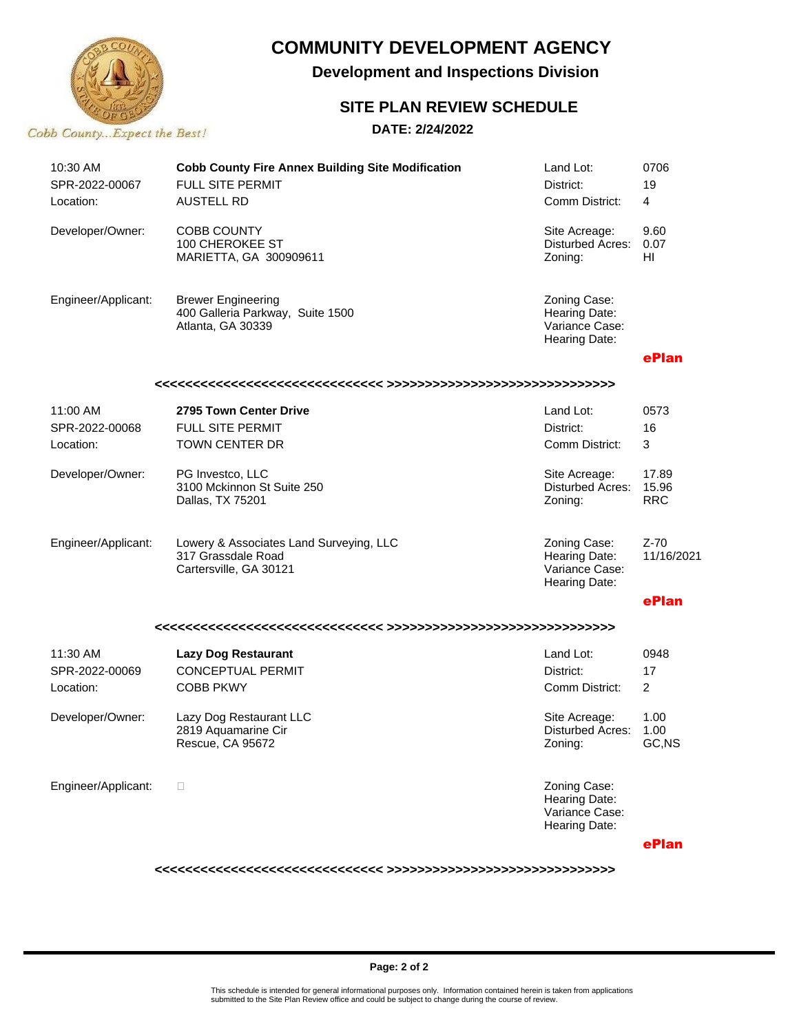Cobb County...Expect the Best!

# COMMUNITY DEVELOPMENT AGENCY

## Development and Inspections Division

## SITE PLAN REVIEW SCHEDULE

**DATE: 2/24/2022**

| | | | |
|---|---|---|---|
| 10:30 AM | **Cobb County Fire Annex Building Site Modification** | Land Lot: | 0706 |
| SPR-2022-00067 | FULL SITE PERMIT | District: | 19 |
| Location: | AUSTELL RD | Comm District: | 4 |
| Developer/Owner: | COBB COUNTY<br>100 CHEROKEE ST<br>MARIETTA, GA 300909611 | Site Acreage:<br>Disturbed Acres:<br>Zoning: | 9.60<br>0.07<br>HI |
| Engineer/Applicant: | Brewer Engineering<br>400 Galleria Parkway, Suite 1500<br>Atlanta, GA 30339 | Zoning Case:<br>Hearing Date:<br>Variance Case:<br>Hearing Date: | |
| | | | **ePlan** |

<<<<<<<<<<<<<<<<<<<<<<<<<<<<<< >>>>>>>>>>>>>>>>>>>>>>>>>>>>>>

| | | | |
|---|---|---|---|
| 11:00 AM | **2795 Town Center Drive** | Land Lot: | 0573 |
| SPR-2022-00068 | FULL SITE PERMIT | District: | 16 |
| Location: | TOWN CENTER DR | Comm District: | 3 |
| Developer/Owner: | PG Investco, LLC<br>3100 Mckinnon St Suite 250<br>Dallas, TX 75201 | Site Acreage:<br>Disturbed Acres:<br>Zoning: | 17.89<br>15.96<br>RRC |
| Engineer/Applicant: | Lowery & Associates Land Surveying, LLC<br>317 Grassdale Road<br>Cartersville, GA 30121 | Zoning Case:<br>Hearing Date:<br>Variance Case:<br>Hearing Date: | Z-70<br>11/16/2021 |
| | | | **ePlan** |

<<<<<<<<<<<<<<<<<<<<<<<<<<<<<< >>>>>>>>>>>>>>>>>>>>>>>>>>>>>>

| | | | |
|---|---|---|---|
| 11:30 AM | **Lazy Dog Restaurant** | Land Lot: | 0948 |
| SPR-2022-00069 | CONCEPTUAL PERMIT | District: | 17 |
| Location: | COBB PKWY | Comm District: | 2 |
| Developer/Owner: | Lazy Dog Restaurant LLC<br>2819 Aquamarine Cir<br>Rescue, CA 95672 | Site Acreage:<br>Disturbed Acres:<br>Zoning: | 1.00<br>1.00<br>GC,NS |
| Engineer/Applicant: | | Zoning Case:<br>Hearing Date:<br>Variance Case:<br>Hearing Date: | |
| | | | **ePlan** |

<<<<<<<<<<<<<<<<<<<<<<<<<<<<<< >>>>>>>>>>>>>>>>>>>>>>>>>>>>>>

This schedule is intended for general informational purposes only. Information contained herein is taken from applications submitted to the Site Plan Review office and could be subject to change during the course of review.